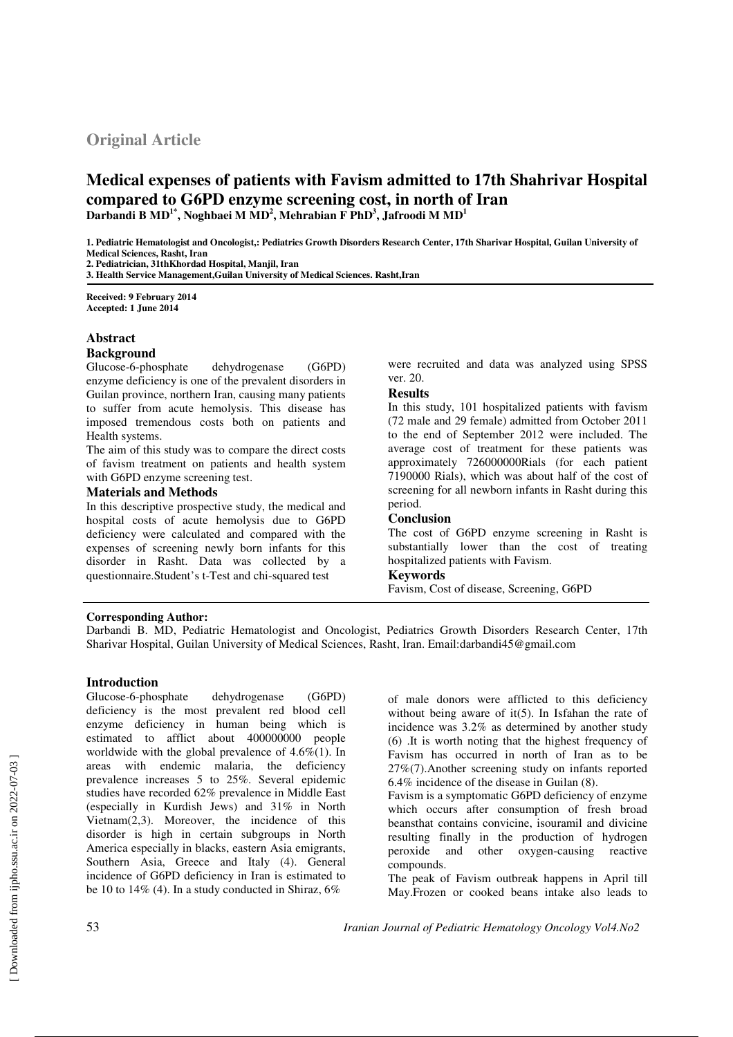## Original Article

# Medical expenses of patients with Favism admitted to 17th Shahrivar Hospital compared to G6PD enzyme screening cost, in north of Iran

**Darbandi B MD[1*], Noghbaei M MD[2], Mehrabian F PhD[3], Jafroodi M MD[1]**

**1. Pediatric Hematologist and Oncologist,: Pediatrics Growth Disorders Research Center, 17th Sharivar Hospital, Guilan University of Medical Sciences, Rasht, Iran**
**2. Pediatrician, 31thKhordad Hospital, Manjil, Iran**
**3. Health Service Management,Guilan University of Medical Sciences. Rasht,Iran**

**Received: 9 February 2014**
**Accepted: 1 June 2014**

## Abstract

### Background

Glucose-6-phosphate dehydrogenase (G6PD) enzyme deficiency is one of the prevalent disorders in Guilan province, northern Iran, causing many patients to suffer from acute hemolysis. This disease has imposed tremendous costs both on patients and Health systems.

The aim of this study was to compare the direct costs of favism treatment on patients and health system with G6PD enzyme screening test.

### Materials and Methods

In this descriptive prospective study, the medical and hospital costs of acute hemolysis due to G6PD deficiency were calculated and compared with the expenses of screening newly born infants for this disorder in Rasht. Data was collected by a questionnaire.Student's t-Test and chi-squared test were recruited and data was analyzed using SPSS ver. 20.

### Results

In this study, 101 hospitalized patients with favism (72 male and 29 female) admitted from October 2011 to the end of September 2012 were included. The average cost of treatment for these patients was approximately 726000000Rials (for each patient 7190000 Rials), which was about half of the cost of screening for all newborn infants in Rasht during this period.

### Conclusion

The cost of G6PD enzyme screening in Rasht is substantially lower than the cost of treating hospitalized patients with Favism.

### Keywords

Favism, Cost of disease, Screening, G6PD

**Corresponding Author:**
Darbandi B. MD, Pediatric Hematologist and Oncologist, Pediatrics Growth Disorders Research Center, 17th Sharivar Hospital, Guilan University of Medical Sciences, Rasht, Iran. Email:darbandi45@gmail.com

## Introduction

Glucose-6-phosphate dehydrogenase (G6PD) deficiency is the most prevalent red blood cell enzyme deficiency in human being which is estimated to afflict about 400000000 people worldwide with the global prevalence of 4.6%(1). In areas with endemic malaria, the deficiency prevalence increases 5 to 25%. Several epidemic studies have recorded 62% prevalence in Middle East (especially in Kurdish Jews) and 31% in North Vietnam(2,3). Moreover, the incidence of this disorder is high in certain subgroups in North America especially in blacks, eastern Asia emigrants, Southern Asia, Greece and Italy (4). General incidence of G6PD deficiency in Iran is estimated to be 10 to 14% (4). In a study conducted in Shiraz, 6% of male donors were afflicted to this deficiency without being aware of it(5). In Isfahan the rate of incidence was 3.2% as determined by another study (6) .It is worth noting that the highest frequency of Favism has occurred in north of Iran as to be 27%(7).Another screening study on infants reported 6.4% incidence of the disease in Guilan (8).

Favism is a symptomatic G6PD deficiency of enzyme which occurs after consumption of fresh broad beansthat contains convicine, isouramil and divicine resulting finally in the production of hydrogen peroxide and other oxygen-causing reactive compounds.

The peak of Favism outbreak happens in April till May.Frozen or cooked beans intake also leads to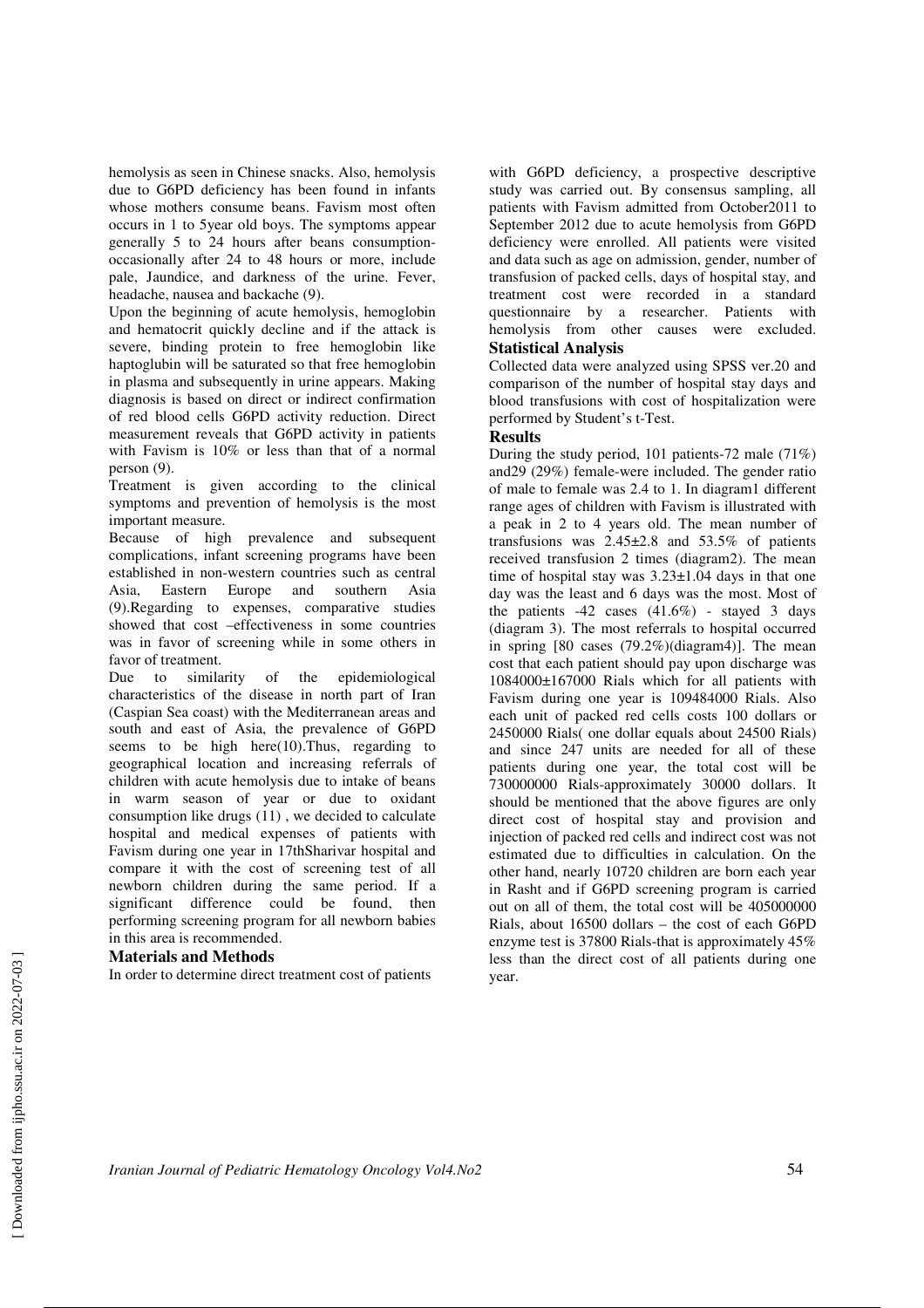hemolysis as seen in Chinese snacks. Also, hemolysis due to G6PD deficiency has been found in infants whose mothers consume beans. Favism most often occurs in 1 to 5year old boys. The symptoms appear generally 5 to 24 hours after beans consumption-occasionally after 24 to 48 hours or more, include pale, Jaundice, and darkness of the urine. Fever, headache, nausea and backache (9).

Upon the beginning of acute hemolysis, hemoglobin and hematocrit quickly decline and if the attack is severe, binding protein to free hemoglobin like haptoglubin will be saturated so that free hemoglobin in plasma and subsequently in urine appears. Making diagnosis is based on direct or indirect confirmation of red blood cells G6PD activity reduction. Direct measurement reveals that G6PD activity in patients with Favism is 10% or less than that of a normal person (9).

Treatment is given according to the clinical symptoms and prevention of hemolysis is the most important measure.

Because of high prevalence and subsequent complications, infant screening programs have been established in non-western countries such as central Asia, Eastern Europe and southern Asia (9).Regarding to expenses, comparative studies showed that cost –effectiveness in some countries was in favor of screening while in some others in favor of treatment.

Due to similarity of the epidemiological characteristics of the disease in north part of Iran (Caspian Sea coast) with the Mediterranean areas and south and east of Asia, the prevalence of G6PD seems to be high here(10).Thus, regarding to geographical location and increasing referrals of children with acute hemolysis due to intake of beans in warm season of year or due to oxidant consumption like drugs (11) , we decided to calculate hospital and medical expenses of patients with Favism during one year in 17thSharivar hospital and compare it with the cost of screening test of all newborn children during the same period. If a significant difference could be found, then performing screening program for all newborn babies in this area is recommended.

## Materials and Methods

In order to determine direct treatment cost of patients with G6PD deficiency, a prospective descriptive study was carried out. By consensus sampling, all patients with Favism admitted from October2011 to September 2012 due to acute hemolysis from G6PD deficiency were enrolled. All patients were visited and data such as age on admission, gender, number of transfusion of packed cells, days of hospital stay, and treatment cost were recorded in a standard questionnaire by a researcher. Patients with hemolysis from other causes were excluded.

## Statistical Analysis

Collected data were analyzed using SPSS ver.20 and comparison of the number of hospital stay days and blood transfusions with cost of hospitalization were performed by Student's t-Test.

## Results

During the study period, 101 patients-72 male (71%) and29 (29%) female-were included. The gender ratio of male to female was 2.4 to 1. In diagram1 different range ages of children with Favism is illustrated with a peak in 2 to 4 years old. The mean number of transfusions was $2.45\pm2.8$ and 53.5% of patients received transfusion 2 times (diagram2). The mean time of hospital stay was $3.23\pm1.04$ days in that one day was the least and 6 days was the most. Most of the patients -42 cases (41.6%) - stayed 3 days (diagram 3). The most referrals to hospital occurred in spring [80 cases (79.2%)(diagram4)]. The mean cost that each patient should pay upon discharge was $1084000\pm167000$ Rials which for all patients with Favism during one year is 109484000 Rials. Also each unit of packed red cells costs 100 dollars or 2450000 Rials( one dollar equals about 24500 Rials) and since 247 units are needed for all of these patients during one year, the total cost will be 730000000 Rials-approximately 30000 dollars. It should be mentioned that the above figures are only direct cost of hospital stay and provision and injection of packed red cells and indirect cost was not estimated due to difficulties in calculation. On the other hand, nearly 10720 children are born each year in Rasht and if G6PD screening program is carried out on all of them, the total cost will be 405000000 Rials, about 16500 dollars – the cost of each G6PD enzyme test is 37800 Rials-that is approximately 45% less than the direct cost of all patients during one year.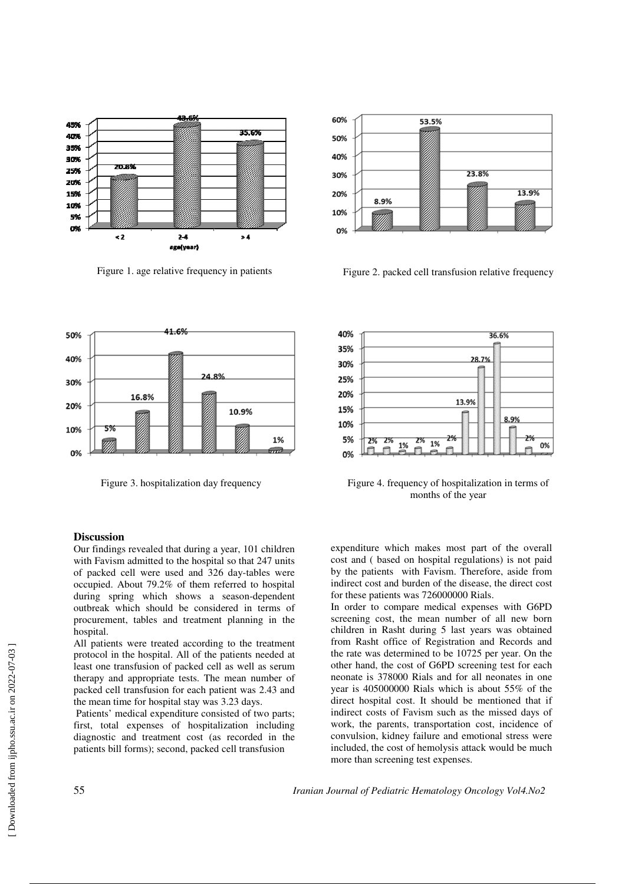Figure 1. age relative frequency in patients

Figure 2. packed cell transfusion relative frequency

Figure 3. hospitalization day frequency

Figure 4. frequency of hospitalization in terms of months of the year

## Discussion

Our findings revealed that during a year, 101 children with Favism admitted to the hospital so that 247 units of packed cell were used and 326 day-tables were occupied. About 79.2% of them referred to hospital during spring which shows a season-dependent outbreak which should be considered in terms of procurement, tables and treatment planning in the hospital.

All patients were treated according to the treatment protocol in the hospital. All of the patients needed at least one transfusion of packed cell as well as serum therapy and appropriate tests. The mean number of packed cell transfusion for each patient was 2.43 and the mean time for hospital stay was 3.23 days.

Patients' medical expenditure consisted of two parts; first, total expenses of hospitalization including diagnostic and treatment cost (as recorded in the patients bill forms); second, packed cell transfusion expenditure which makes most part of the overall cost and ( based on hospital regulations) is not paid by the patients with Favism. Therefore, aside from indirect cost and burden of the disease, the direct cost for these patients was 726000000 Rials.

In order to compare medical expenses with G6PD screening cost, the mean number of all new born children in Rasht during 5 last years was obtained from Rasht office of Registration and Records and the rate was determined to be 10725 per year. On the other hand, the cost of G6PD screening test for each neonate is 378000 Rials and for all neonates in one year is 405000000 Rials which is about 55% of the direct hospital cost. It should be mentioned that if indirect costs of Favism such as the missed days of work, the parents, transportation cost, incidence of convulsion, kidney failure and emotional stress were included, the cost of hemolysis attack would be much more than screening test expenses.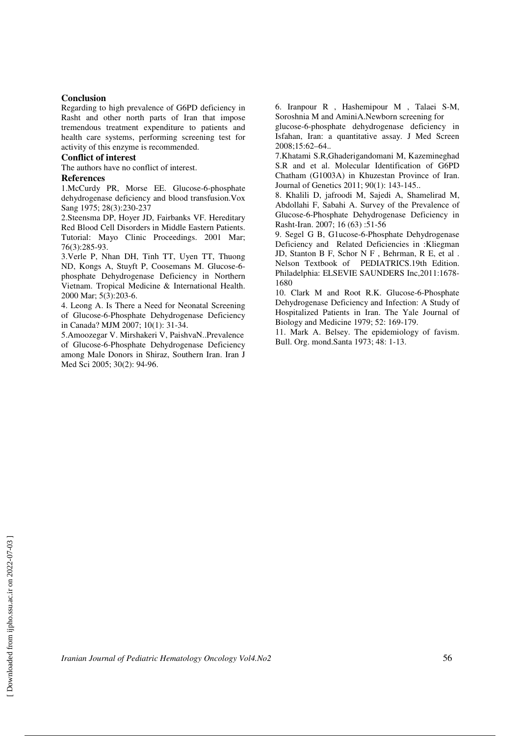## Conclusion

Regarding to high prevalence of G6PD deficiency in Rasht and other north parts of Iran that impose tremendous treatment expenditure to patients and health care systems, performing screening test for activity of this enzyme is recommended.

## Conflict of interest

The authors have no conflict of interest.

## References

1.McCurdy PR, Morse EE. Glucose-6-phosphate dehydrogenase deficiency and blood transfusion.Vox Sang 1975; 28(3):230-237

2.Steensma DP, Hoyer JD, Fairbanks VF. Hereditary Red Blood Cell Disorders in Middle Eastern Patients. Tutorial: Mayo Clinic Proceedings. 2001 Mar; 76(3):285-93.

3.Verle P, Nhan DH, Tinh TT, Uyen TT, Thuong ND, Kongs A, Stuyft P, Coosemans M. Glucose-6-phosphate Dehydrogenase Deficiency in Northern Vietnam. Tropical Medicine & International Health. 2000 Mar; 5(3):203-6.

4. Leong A. Is There a Need for Neonatal Screening of Glucose-6-Phosphate Dehydrogenase Deficiency in Canada? MJM 2007; 10(1): 31-34.

5.Amoozegar V. Mirshakeri V, PaishvaN..Prevalence of Glucose-6-Phosphate Dehydrogenase Deficiency among Male Donors in Shiraz, Southern Iran. Iran J Med Sci 2005; 30(2): 94-96.

6. Iranpour R , Hashemipour M , Talaei S-M, Soroshnia M and AminiA.Newborn screening for glucose-6-phosphate dehydrogenase deficiency in Isfahan, Iran: a quantitative assay. J Med Screen 2008;15:62–64..

7.Khatami S.R,Ghaderigandomani M, Kazemineghad S.R and et al. Molecular Identification of G6PD Chatham (G1003A) in Khuzestan Province of Iran. Journal of Genetics 2011; 90(1): 143-145..

8. Khalili D, jafroodi M, Sajedi A, Shamelirad M, Abdollahi F, Sabahi A. Survey of the Prevalence of Glucose-6-Phosphate Dehydrogenase Deficiency in Rasht-Iran. 2007; 16 (63) :51-56

9. Segel G B, G1ucose-6-Phosphate Dehydrogenase Deficiency and Related Deficiencies in :Kliegman JD, Stanton B F, Schor N F , Behrman, R E, et al . Nelson Textbook of PEDIATRICS.19th Edition. Philadelphia: ELSEVIE SAUNDERS Inc,2011:1678-1680

10. Clark M and Root R.K. Glucose-6-Phosphate Dehydrogenase Deficiency and Infection: A Study of Hospitalized Patients in Iran. The Yale Journal of Biology and Medicine 1979; 52: 169-179.

11. Mark A. Belsey. The epidemiology of favism. Bull. Org. mond.Santa 1973; 48: 1-13.